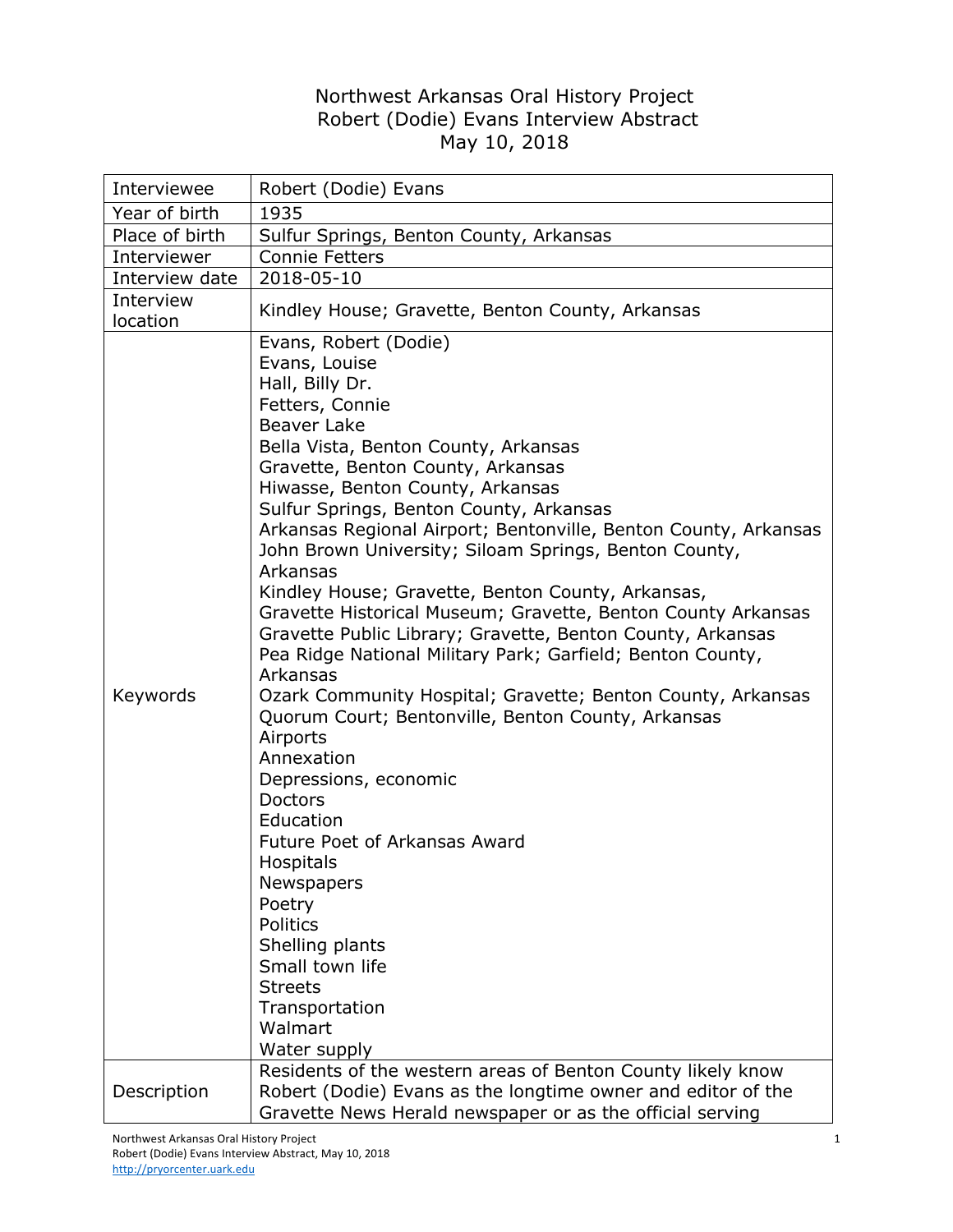# Northwest Arkansas Oral History Project
## Robert (Dodie) Evans Interview Abstract
### May 10, 2018

| | |
|---|---|
| Interviewee | Robert (Dodie) Evans |
| Year of birth | 1935 |
| Place of birth | Sulfur Springs, Benton County, Arkansas |
| Interviewer | Connie Fetters |
| Interview date | 2018-05-10 |
| Interview location | Kindley House; Gravette, Benton County, Arkansas |
| Keywords | Evans, Robert (Dodie)<br>Evans, Louise<br>Hall, Billy Dr.<br>Fetters, Connie<br>Beaver Lake<br>Bella Vista, Benton County, Arkansas<br>Gravette, Benton County, Arkansas<br>Hiwasse, Benton County, Arkansas<br>Sulfur Springs, Benton County, Arkansas<br>Arkansas Regional Airport; Bentonville, Benton County, Arkansas<br>John Brown University; Siloam Springs, Benton County, Arkansas<br>Kindley House; Gravette, Benton County, Arkansas,<br>Gravette Historical Museum; Gravette, Benton County Arkansas<br>Gravette Public Library; Gravette, Benton County, Arkansas<br>Pea Ridge National Military Park; Garfield; Benton County, Arkansas<br>Ozark Community Hospital; Gravette; Benton County, Arkansas<br>Quorum Court; Bentonville, Benton County, Arkansas<br>Airports<br>Annexation<br>Depressions, economic<br>Doctors<br>Education<br>Future Poet of Arkansas Award<br>Hospitals<br>Newspapers<br>Poetry<br>Politics<br>Shelling plants<br>Small town life<br>Streets<br>Transportation<br>Walmart<br>Water supply |
| Description | Residents of the western areas of Benton County likely know Robert (Dodie) Evans as the longtime owner and editor of the Gravette News Herald newspaper or as the official serving |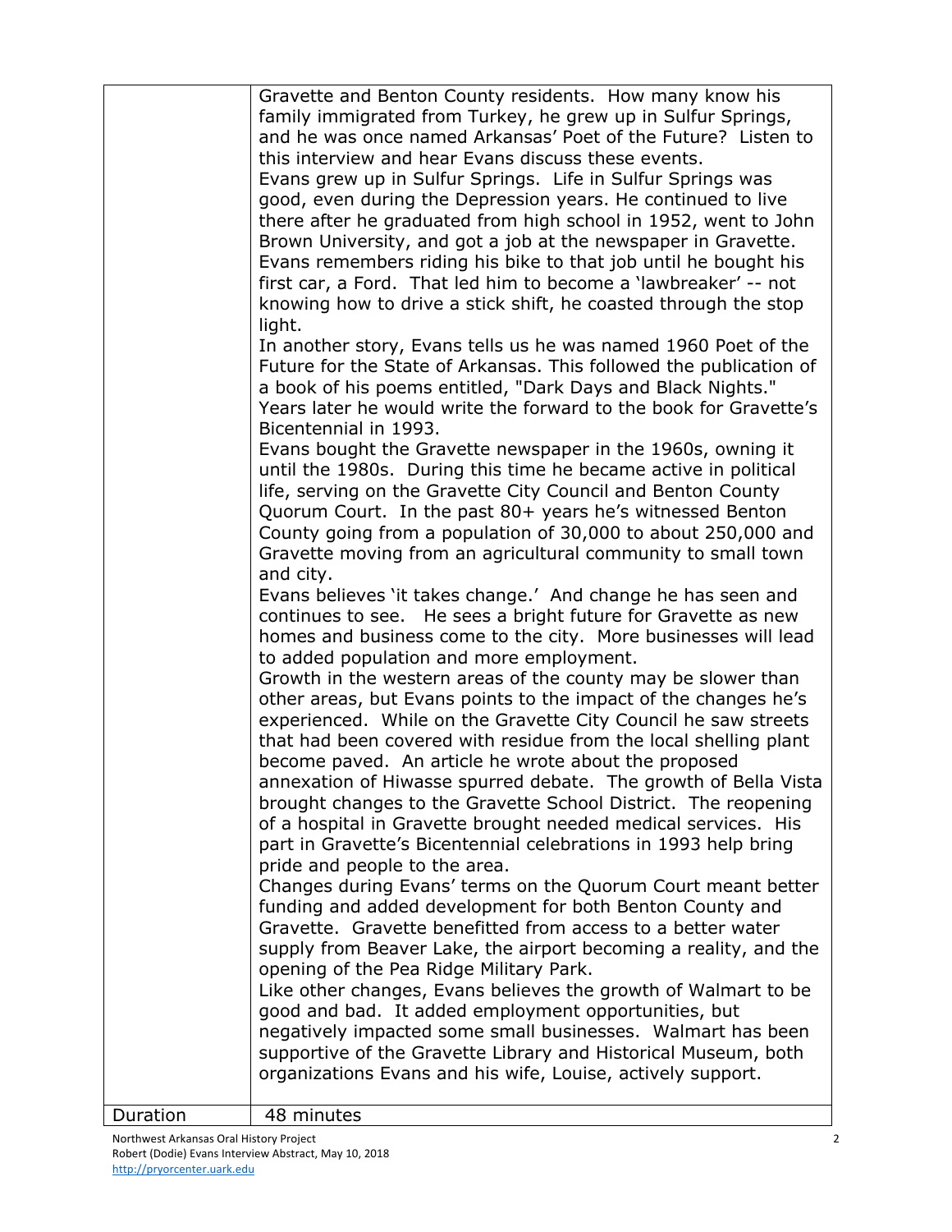| | |
|---|---|
| | Gravette and Benton County residents. How many know his family immigrated from Turkey, he grew up in Sulfur Springs, and he was once named Arkansas' Poet of the Future? Listen to this interview and hear Evans discuss these events.<br>Evans grew up in Sulfur Springs. Life in Sulfur Springs was good, even during the Depression years. He continued to live there after he graduated from high school in 1952, went to John Brown University, and got a job at the newspaper in Gravette. Evans remembers riding his bike to that job until he bought his first car, a Ford. That led him to become a 'lawbreaker' -- not knowing how to drive a stick shift, he coasted through the stop light.<br>In another story, Evans tells us he was named 1960 Poet of the Future for the State of Arkansas. This followed the publication of a book of his poems entitled, "Dark Days and Black Nights." Years later he would write the forward to the book for Gravette's Bicentennial in 1993.<br>Evans bought the Gravette newspaper in the 1960s, owning it until the 1980s. During this time he became active in political life, serving on the Gravette City Council and Benton County Quorum Court. In the past 80+ years he's witnessed Benton County going from a population of 30,000 to about 250,000 and Gravette moving from an agricultural community to small town and city.<br>Evans believes 'it takes change.' And change he has seen and continues to see. He sees a bright future for Gravette as new homes and business come to the city. More businesses will lead to added population and more employment.<br>Growth in the western areas of the county may be slower than other areas, but Evans points to the impact of the changes he's experienced. While on the Gravette City Council he saw streets that had been covered with residue from the local shelling plant become paved. An article he wrote about the proposed annexation of Hiwasse spurred debate. The growth of Bella Vista brought changes to the Gravette School District. The reopening of a hospital in Gravette brought needed medical services. His part in Gravette's Bicentennial celebrations in 1993 help bring pride and people to the area.<br>Changes during Evans' terms on the Quorum Court meant better funding and added development for both Benton County and Gravette. Gravette benefitted from access to a better water supply from Beaver Lake, the airport becoming a reality, and the opening of the Pea Ridge Military Park.<br>Like other changes, Evans believes the growth of Walmart to be good and bad. It added employment opportunities, but negatively impacted some small businesses. Walmart has been supportive of the Gravette Library and Historical Museum, both organizations Evans and his wife, Louise, actively support. |
| Duration | 48 minutes |

Northwest Arkansas Oral History Project
Robert (Dodie) Evans Interview Abstract, May 10, 2018
http://pryorcenter.uark.edu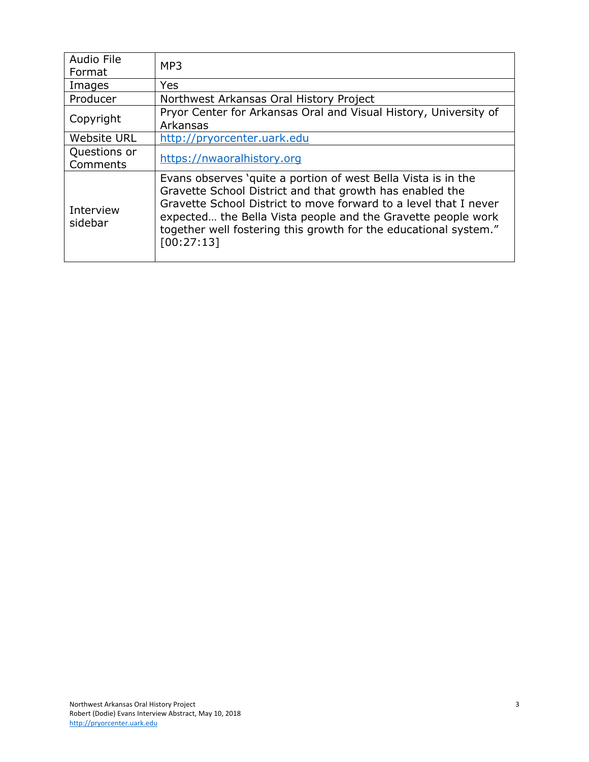| | |
|---|---|
| Audio File Format | MP3 |
| Images | Yes |
| Producer | Northwest Arkansas Oral History Project |
| Copyright | Pryor Center for Arkansas Oral and Visual History, University of Arkansas |
| Website URL | http://pryorcenter.uark.edu |
| Questions or Comments | https://nwaoralhistory.org |
| Interview sidebar | Evans observes 'quite a portion of west Bella Vista is in the Gravette School District and that growth has enabled the Gravette School District to move forward to a level that I never expected… the Bella Vista people and the Gravette people work together well fostering this growth for the educational system." [00:27:13] |